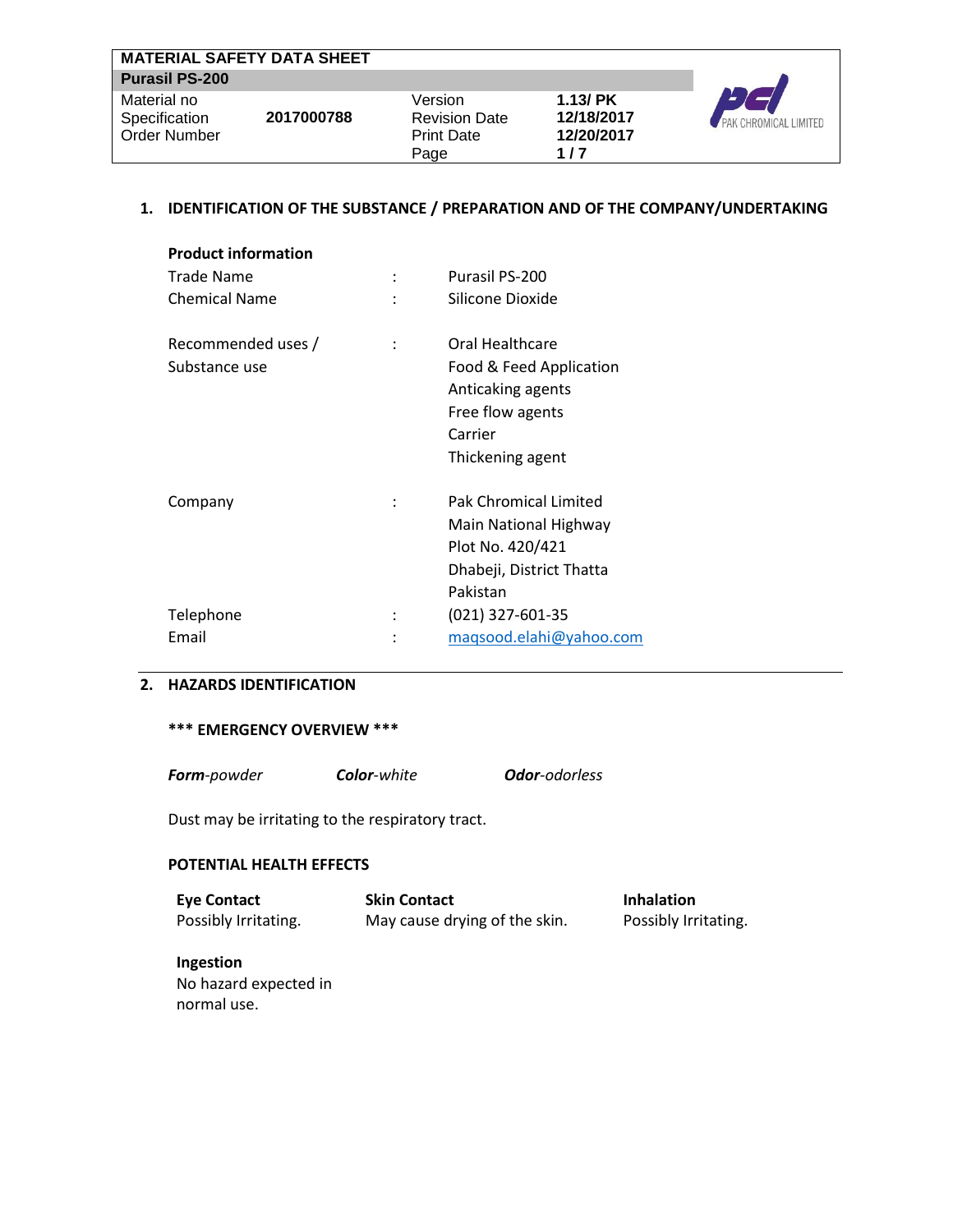| MATERIAL SAFETY DATA SHEET | | | |
|---|---|---|---|
| **Purasil PS-200** | | | |
| Material no | | Version | **1.13/ PK** |
| Specification | **2017000788** | Revision Date | **12/18/2017** |
| Order Number | | Print Date | **12/20/2017** |

PAK CHROMICAL LIMITED

## 1. IDENTIFICATION OF THE SUBSTANCE / PREPARATION AND OF THE COMPANY/UNDERTAKING

**Product information**

| | | |
|---|---|---|
| Trade Name | : | Purasil PS-200 |
| Chemical Name | : | Silicone Dioxide |
| Recommended uses / Substance use | : | Oral Healthcare<br>Food & Feed Application<br>Anticaking agents<br>Free flow agents<br>Carrier<br>Thickening agent |
| Company | : | Pak Chromical Limited<br>Main National Highway<br>Plot No. 420/421<br>Dhabeji, District Thatta<br>Pakistan |
| Telephone | : | (021) 327-601-35 |
| Email | : | maqsood.elahi@yahoo.com |

## 2. HAZARDS IDENTIFICATION

**\*\*\* EMERGENCY OVERVIEW \*\*\***

***Form****-powder* ***Color****-white* ***Odor****-odorless*

Dust may be irritating to the respiratory tract.

**POTENTIAL HEALTH EFFECTS**

**Eye Contact**
Possibly Irritating.

**Skin Contact**
May cause drying of the skin.

**Inhalation**
Possibly Irritating.

**Ingestion**
No hazard expected in normal use.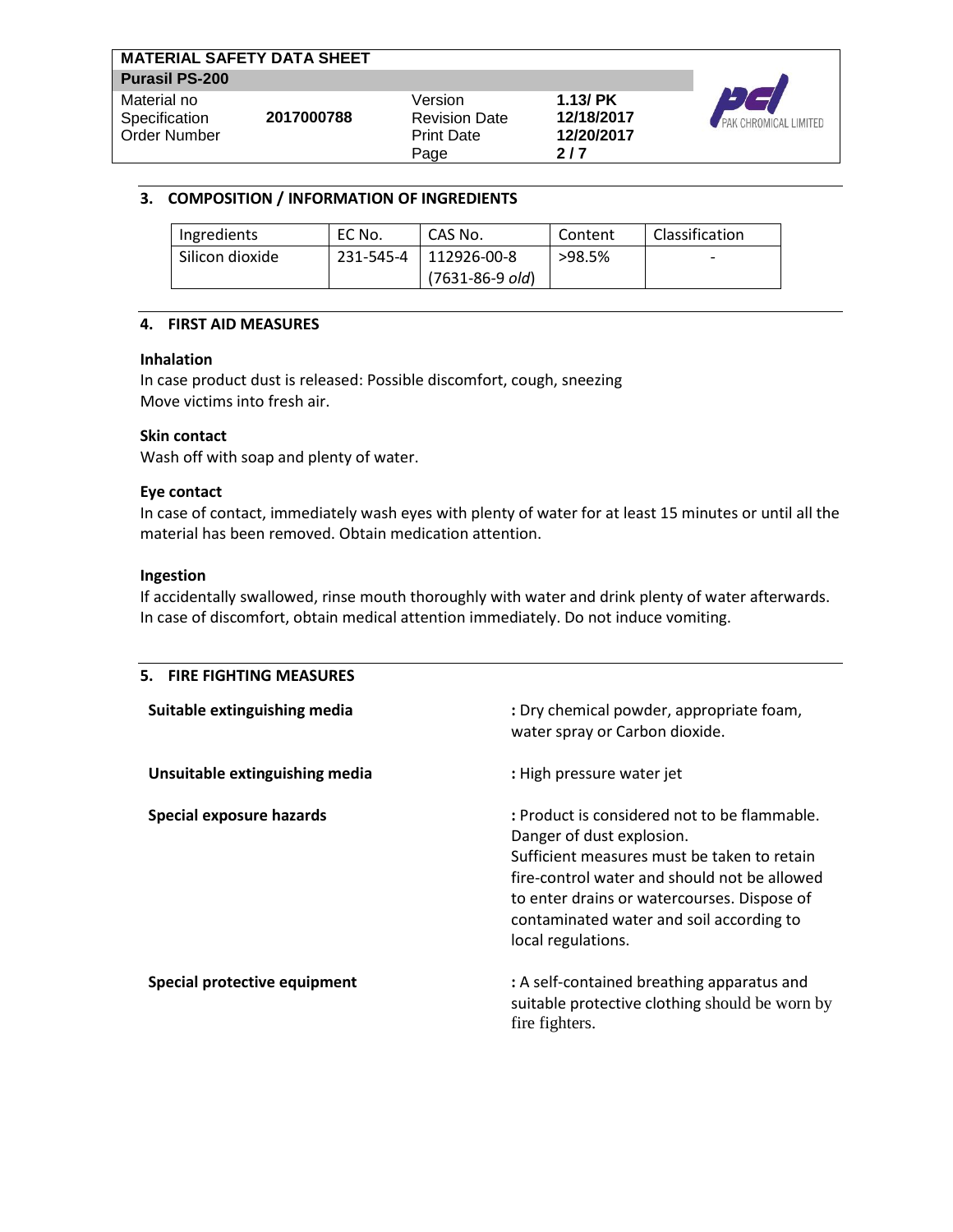## 3. COMPOSITION / INFORMATION OF INGREDIENTS

| Ingredients | EC No. | CAS No. | Content | Classification |
|---|---|---|---|---|
| Silicon dioxide | 231-545-4 | 112926-00-8 (7631-86-9 *old*) | >98.5% | - |

## 4. FIRST AID MEASURES

**Inhalation**

In case product dust is released: Possible discomfort, cough, sneezing
Move victims into fresh air.

**Skin contact**

Wash off with soap and plenty of water.

**Eye contact**

In case of contact, immediately wash eyes with plenty of water for at least 15 minutes or until all the material has been removed. Obtain medication attention.

**Ingestion**

If accidentally swallowed, rinse mouth thoroughly with water and drink plenty of water afterwards. In case of discomfort, obtain medical attention immediately. Do not induce vomiting.

## 5. FIRE FIGHTING MEASURES

**Suitable extinguishing media** : Dry chemical powder, appropriate foam, water spray or Carbon dioxide.

**Unsuitable extinguishing media** : High pressure water jet

**Special exposure hazards** : Product is considered not to be flammable. Danger of dust explosion.
Sufficient measures must be taken to retain fire-control water and should not be allowed to enter drains or watercourses. Dispose of contaminated water and soil according to local regulations.

**Special protective equipment** : A self-contained breathing apparatus and suitable protective clothing should be worn by fire fighters.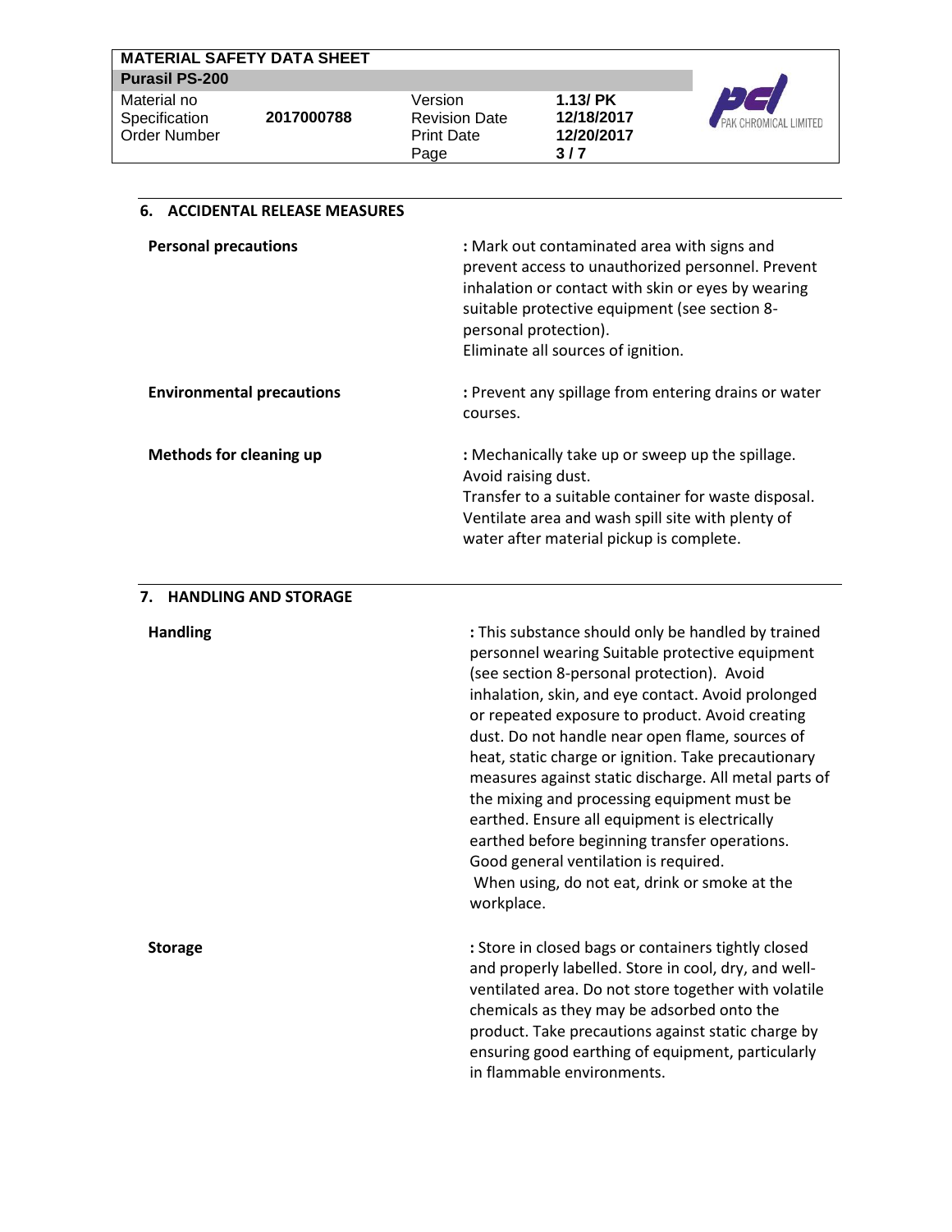## 6. ACCIDENTAL RELEASE MEASURES

**Personal precautions** : Mark out contaminated area with signs and prevent access to unauthorized personnel. Prevent inhalation or contact with skin or eyes by wearing suitable protective equipment (see section 8-personal protection).
Eliminate all sources of ignition.

**Environmental precautions** : Prevent any spillage from entering drains or water courses.

**Methods for cleaning up** : Mechanically take up or sweep up the spillage. Avoid raising dust.
Transfer to a suitable container for waste disposal. Ventilate area and wash spill site with plenty of water after material pickup is complete.

## 7. HANDLING AND STORAGE

**Handling** : This substance should only be handled by trained personnel wearing Suitable protective equipment (see section 8-personal protection). Avoid inhalation, skin, and eye contact. Avoid prolonged or repeated exposure to product. Avoid creating dust. Do not handle near open flame, sources of heat, static charge or ignition. Take precautionary measures against static discharge. All metal parts of the mixing and processing equipment must be earthed. Ensure all equipment is electrically earthed before beginning transfer operations. Good general ventilation is required.
When using, do not eat, drink or smoke at the workplace.

**Storage** : Store in closed bags or containers tightly closed and properly labelled. Store in cool, dry, and well-ventilated area. Do not store together with volatile chemicals as they may be adsorbed onto the product. Take precautions against static charge by ensuring good earthing of equipment, particularly in flammable environments.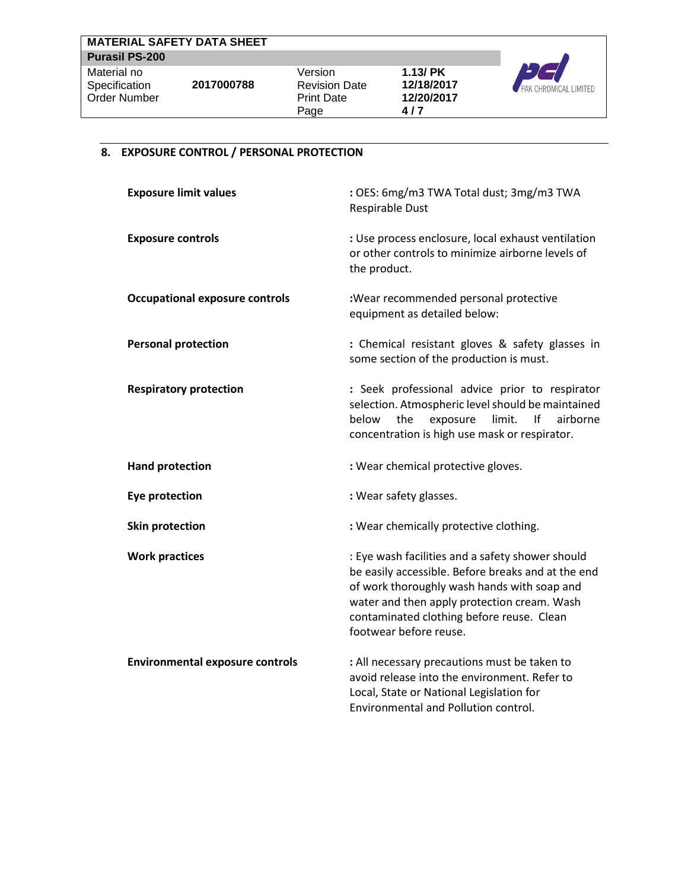## 8. EXPOSURE CONTROL / PERSONAL PROTECTION

**Exposure limit values** : OES: 6mg/m3 TWA Total dust; 3mg/m3 TWA Respirable Dust

**Exposure controls** : Use process enclosure, local exhaust ventilation or other controls to minimize airborne levels of the product.

**Occupational exposure controls** :Wear recommended personal protective equipment as detailed below:

**Personal protection** : Chemical resistant gloves & safety glasses in some section of the production is must.

**Respiratory protection** : Seek professional advice prior to respirator selection. Atmospheric level should be maintained below the exposure limit. If airborne concentration is high use mask or respirator.

**Hand protection** : Wear chemical protective gloves.

**Eye protection** : Wear safety glasses.

**Skin protection** : Wear chemically protective clothing.

**Work practices** : Eye wash facilities and a safety shower should be easily accessible. Before breaks and at the end of work thoroughly wash hands with soap and water and then apply protection cream. Wash contaminated clothing before reuse. Clean footwear before reuse.

**Environmental exposure controls** : All necessary precautions must be taken to avoid release into the environment. Refer to Local, State or National Legislation for Environmental and Pollution control.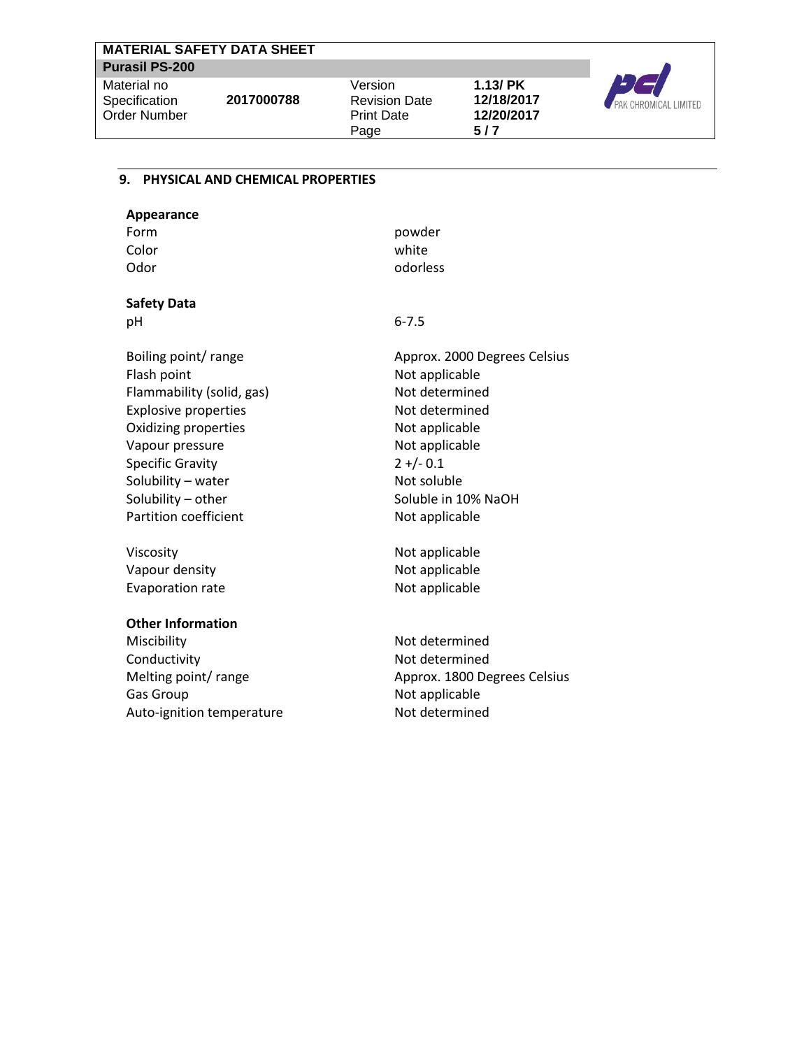## 9. PHYSICAL AND CHEMICAL PROPERTIES

**Appearance**

| | |
|---|---|
| Form | powder |
| Color | white |
| Odor | odorless |

**Safety Data**

| | |
|---|---|
| pH | 6-7.5 |
| Boiling point/ range | Approx. 2000 Degrees Celsius |
| Flash point | Not applicable |
| Flammability (solid, gas) | Not determined |
| Explosive properties | Not determined |
| Oxidizing properties | Not applicable |
| Vapour pressure | Not applicable |
| Specific Gravity | 2 +/- 0.1 |
| Solubility – water | Not soluble |
| Solubility – other | Soluble in 10% NaOH |
| Partition coefficient | Not applicable |
| Viscosity | Not applicable |
| Vapour density | Not applicable |
| Evaporation rate | Not applicable |

**Other Information**

| | |
|---|---|
| Miscibility | Not determined |
| Conductivity | Not determined |
| Melting point/ range | Approx. 1800 Degrees Celsius |
| Gas Group | Not applicable |
| Auto-ignition temperature | Not determined |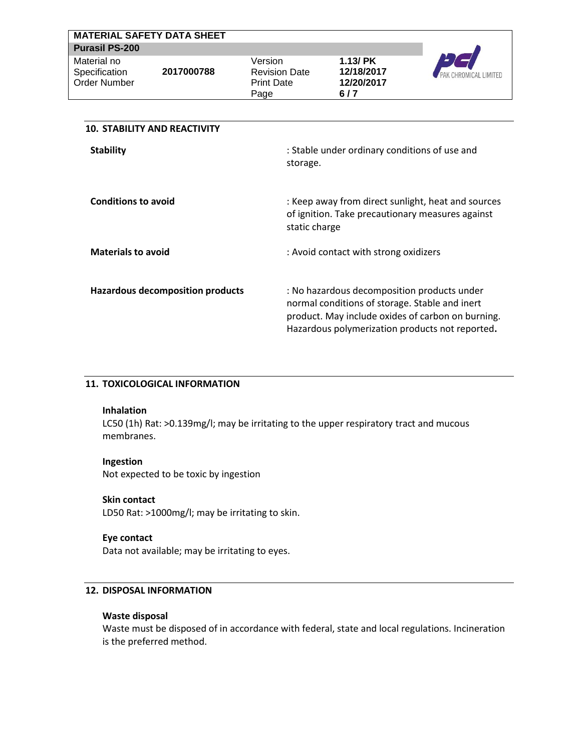## 10. STABILITY AND REACTIVITY

**Stability** : Stable under ordinary conditions of use and storage.

**Conditions to avoid** : Keep away from direct sunlight, heat and sources of ignition. Take precautionary measures against static charge

**Materials to avoid** : Avoid contact with strong oxidizers

**Hazardous decomposition products** : No hazardous decomposition products under normal conditions of storage. Stable and inert product. May include oxides of carbon on burning. Hazardous polymerization products not reported**.**

## 11. TOXICOLOGICAL INFORMATION

**Inhalation**

LC50 (1h) Rat: >0.139mg/l; may be irritating to the upper respiratory tract and mucous membranes.

**Ingestion**

Not expected to be toxic by ingestion

**Skin contact**

LD50 Rat: >1000mg/l; may be irritating to skin.

**Eye contact**

Data not available; may be irritating to eyes.

## 12. DISPOSAL INFORMATION

**Waste disposal**

Waste must be disposed of in accordance with federal, state and local regulations. Incineration is the preferred method.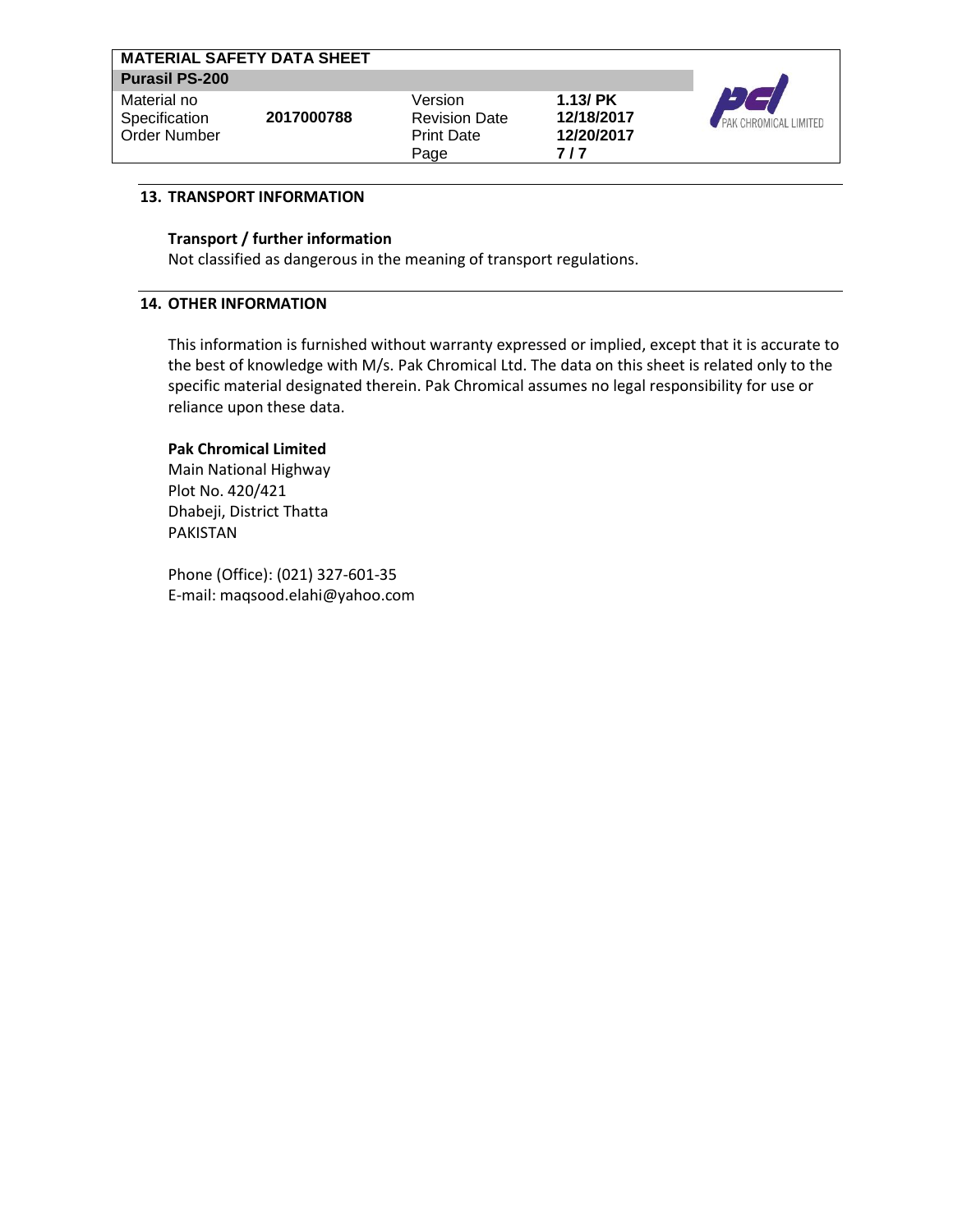## 13. TRANSPORT INFORMATION

**Transport / further information**

Not classified as dangerous in the meaning of transport regulations.

## 14. OTHER INFORMATION

This information is furnished without warranty expressed or implied, except that it is accurate to the best of knowledge with M/s. Pak Chromical Ltd. The data on this sheet is related only to the specific material designated therein. Pak Chromical assumes no legal responsibility for use or reliance upon these data.

**Pak Chromical Limited**
Main National Highway
Plot No. 420/421
Dhabeji, District Thatta
PAKISTAN

Phone (Office): (021) 327-601-35
E-mail: maqsood.elahi@yahoo.com